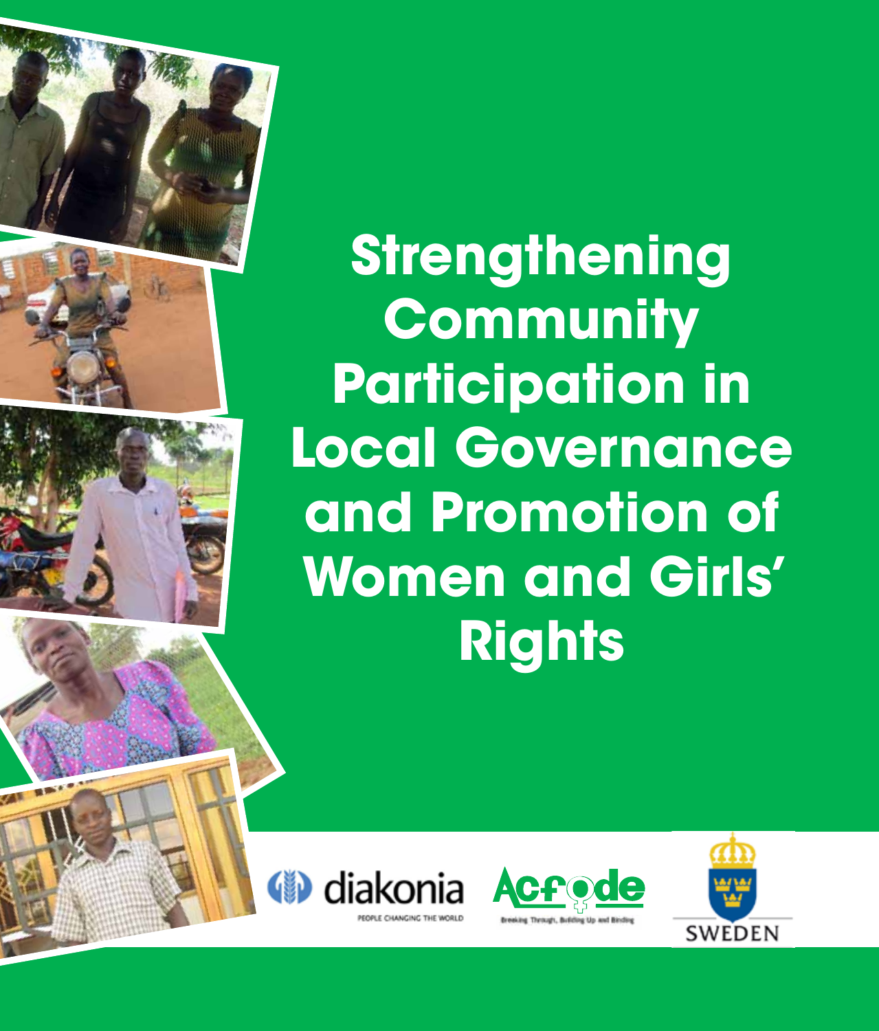# Strengthening Community Participation in Local Governance and Promotion of Women and Girls' Rights

diakonia
PEOPLE CHANGING THE WORLD

Acfode
Breaking Through, Building Up and Binding

SWEDEN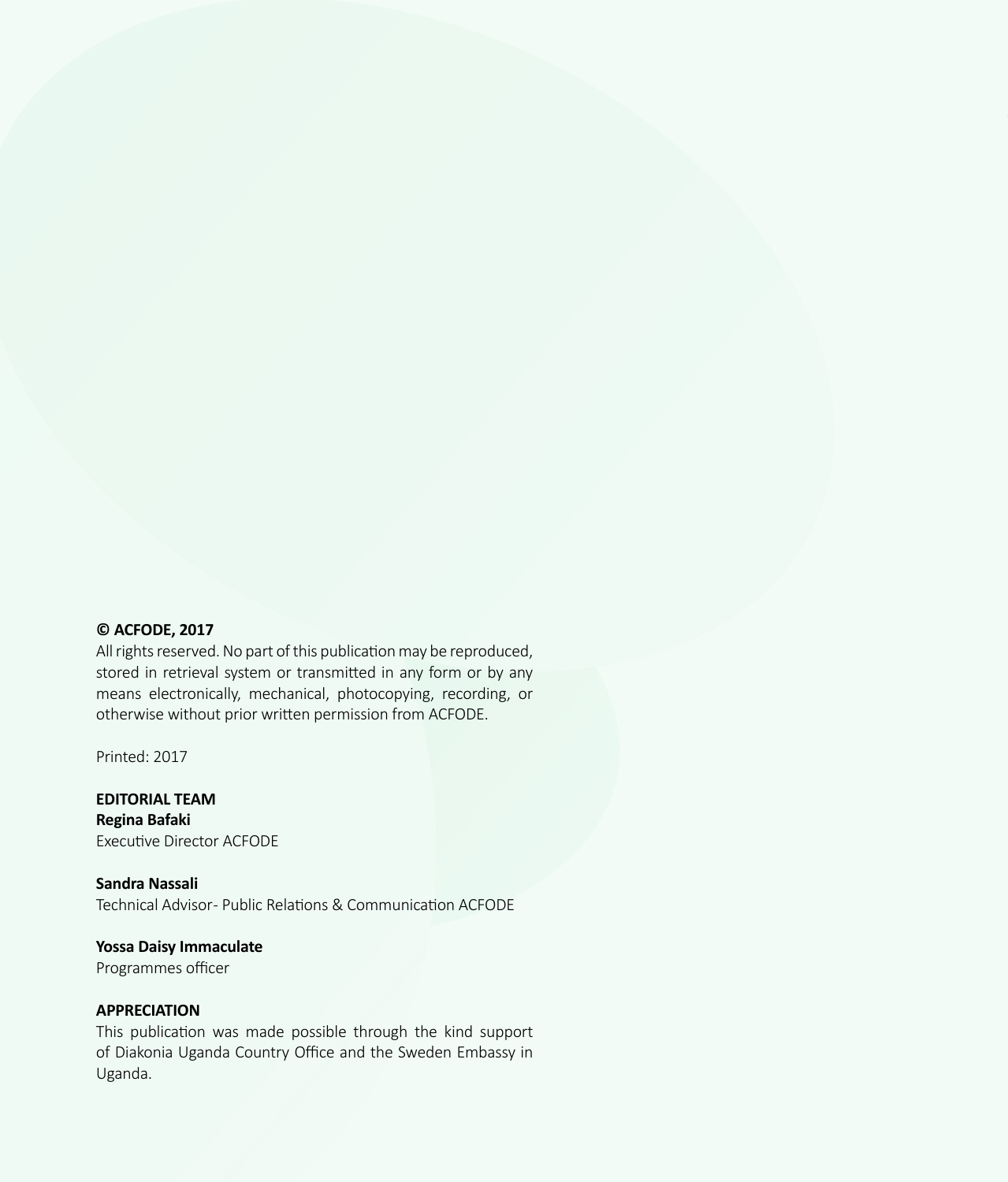**© ACFODE, 2017**

All rights reserved. No part of this publication may be reproduced, stored in retrieval system or transmitted in any form or by any means electronically, mechanical, photocopying, recording, or otherwise without prior written permission from ACFODE.

Printed: 2017

**EDITORIAL TEAM**

**Regina Bafaki**
Executive Director ACFODE

**Sandra Nassali**
Technical Advisor- Public Relations & Communication ACFODE

**Yossa Daisy Immaculate**
Programmes officer

**APPRECIATION**

This publication was made possible through the kind support of Diakonia Uganda Country Office and the Sweden Embassy in Uganda.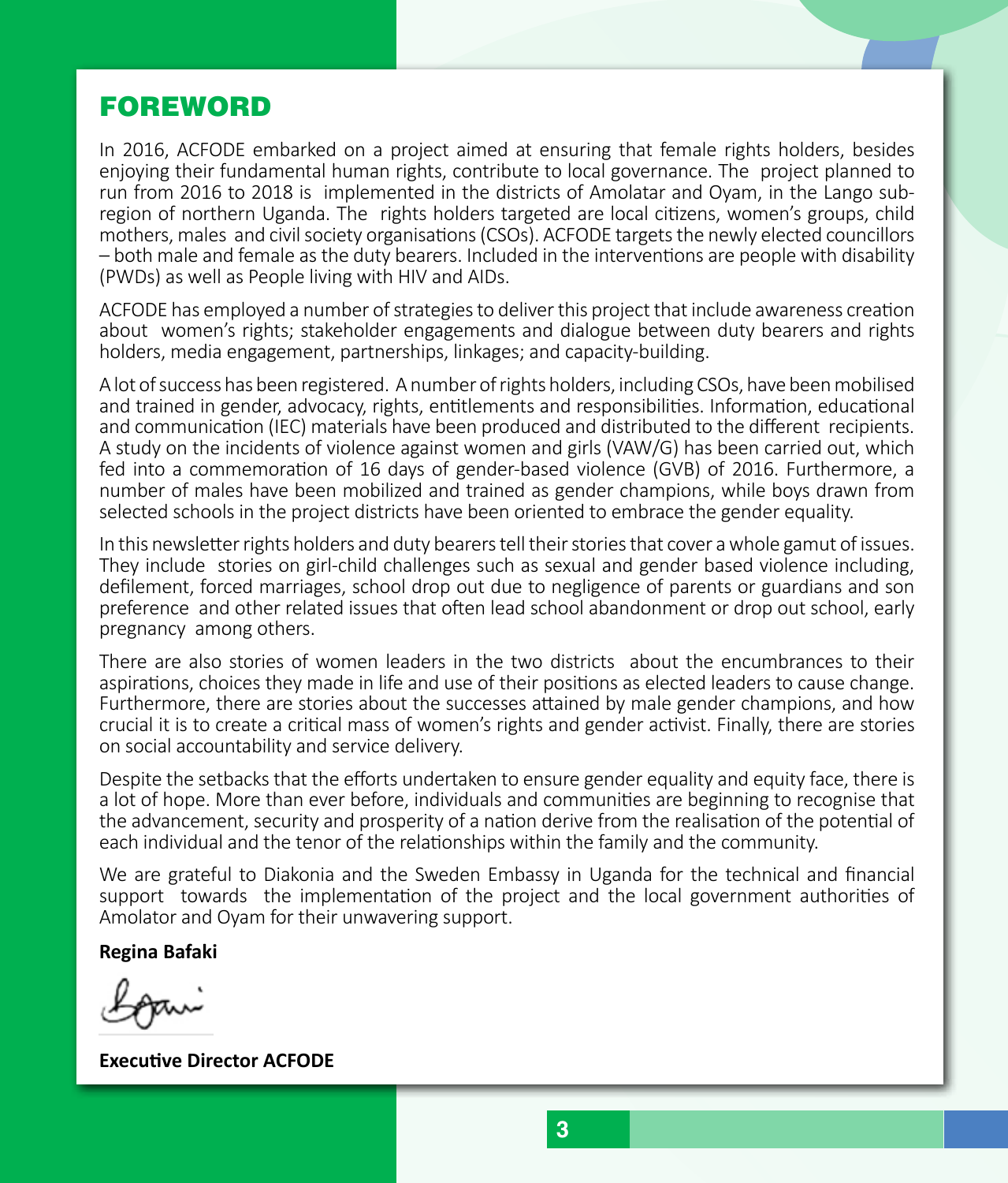# FOREWORD

In 2016, ACFODE embarked on a project aimed at ensuring that female rights holders, besides enjoying their fundamental human rights, contribute to local governance. The project planned to run from 2016 to 2018 is implemented in the districts of Amolatar and Oyam, in the Lango sub-region of northern Uganda. The rights holders targeted are local citizens, women's groups, child mothers, males and civil society organisations (CSOs). ACFODE targets the newly elected councillors – both male and female as the duty bearers. Included in the interventions are people with disability (PWDs) as well as People living with HIV and AIDs.

ACFODE has employed a number of strategies to deliver this project that include awareness creation about women's rights; stakeholder engagements and dialogue between duty bearers and rights holders, media engagement, partnerships, linkages; and capacity-building.

A lot of success has been registered. A number of rights holders, including CSOs, have been mobilised and trained in gender, advocacy, rights, entitlements and responsibilities. Information, educational and communication (IEC) materials have been produced and distributed to the different recipients. A study on the incidents of violence against women and girls (VAW/G) has been carried out, which fed into a commemoration of 16 days of gender-based violence (GVB) of 2016. Furthermore, a number of males have been mobilized and trained as gender champions, while boys drawn from selected schools in the project districts have been oriented to embrace the gender equality.

In this newsletter rights holders and duty bearers tell their stories that cover a whole gamut of issues. They include stories on girl-child challenges such as sexual and gender based violence including, defilement, forced marriages, school drop out due to negligence of parents or guardians and son preference and other related issues that often lead school abandonment or drop out school, early pregnancy among others.

There are also stories of women leaders in the two districts about the encumbrances to their aspirations, choices they made in life and use of their positions as elected leaders to cause change. Furthermore, there are stories about the successes attained by male gender champions, and how crucial it is to create a critical mass of women's rights and gender activist. Finally, there are stories on social accountability and service delivery.

Despite the setbacks that the efforts undertaken to ensure gender equality and equity face, there is a lot of hope. More than ever before, individuals and communities are beginning to recognise that the advancement, security and prosperity of a nation derive from the realisation of the potential of each individual and the tenor of the relationships within the family and the community.

We are grateful to Diakonia and the Sweden Embassy in Uganda for the technical and financial support towards the implementation of the project and the local government authorities of Amolator and Oyam for their unwavering support.

**Regina Bafaki**

**Executive Director ACFODE**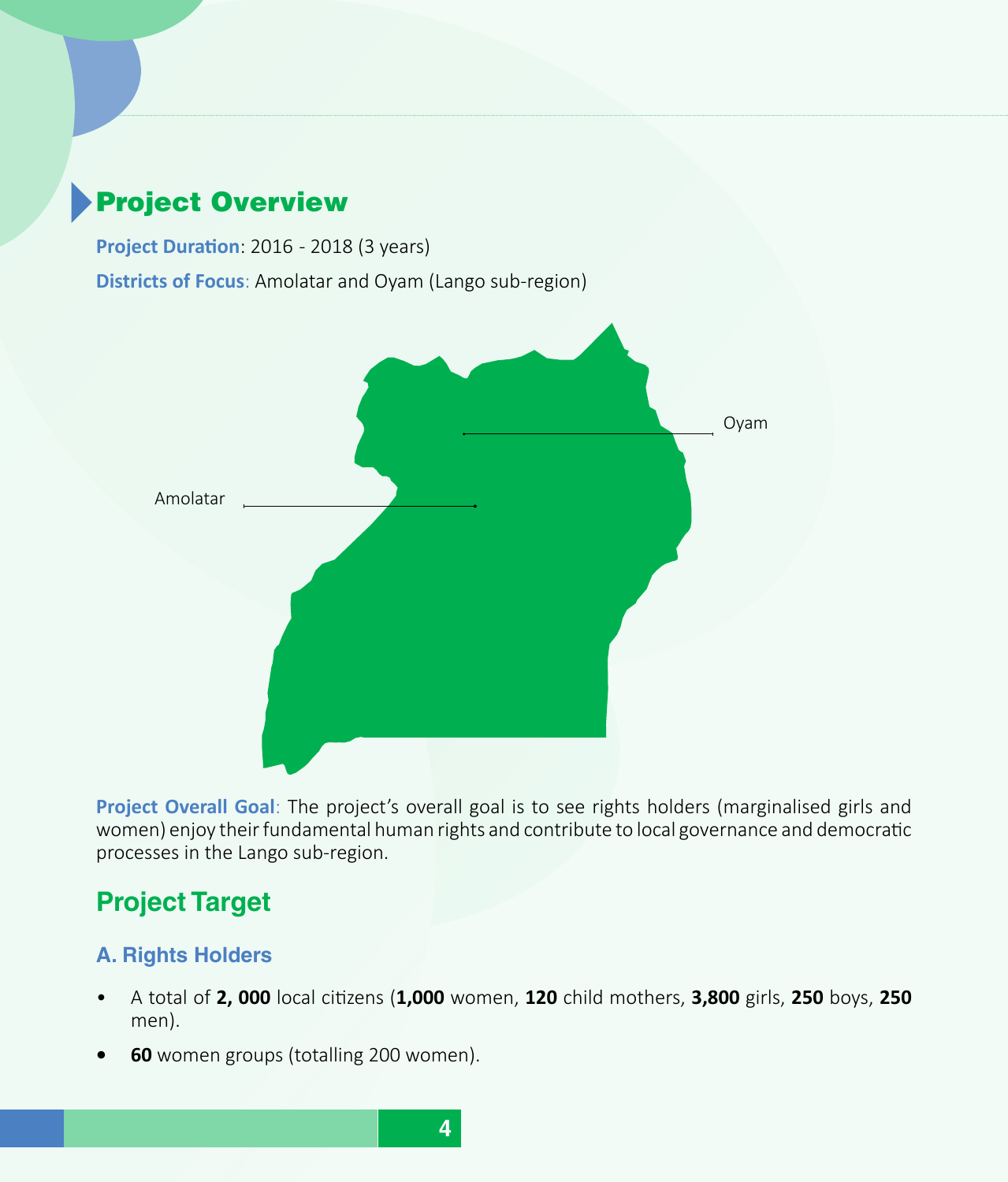## Project Overview

**Project Duration**: 2016 - 2018 (3 years)

**Districts of Focus**: Amolatar and Oyam (Lango sub-region)

Oyam

Amolatar

**Project Overall Goal**: The project's overall goal is to see rights holders (marginalised girls and women) enjoy their fundamental human rights and contribute to local governance and democratic processes in the Lango sub-region.

## Project Target

### A. Rights Holders

- A total of **2, 000** local citizens (**1,000** women, **120** child mothers, **3,800** girls, **250** boys, **250** men).
- **60** women groups (totalling 200 women).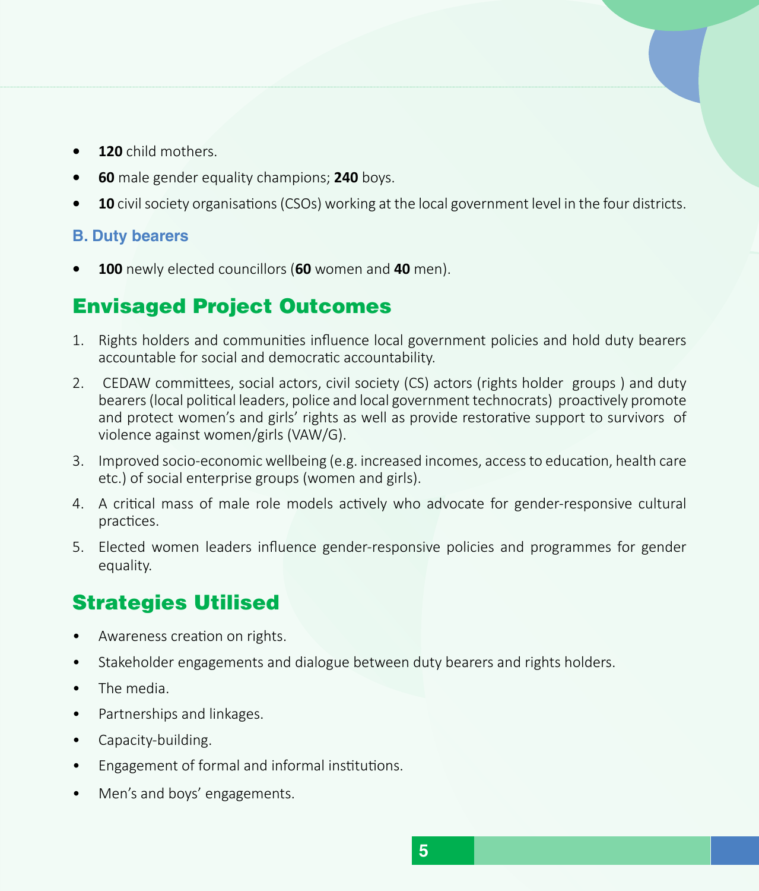- **120** child mothers.
- **60** male gender equality champions; **240** boys.
- **10** civil society organisations (CSOs) working at the local government level in the four districts.

### B. Duty bearers

- **100** newly elected councillors (**60** women and **40** men).

## Envisaged Project Outcomes

1. Rights holders and communities influence local government policies and hold duty bearers accountable for social and democratic accountability.
2. CEDAW committees, social actors, civil society (CS) actors (rights holder groups ) and duty bearers (local political leaders, police and local government technocrats) proactively promote and protect women's and girls' rights as well as provide restorative support to survivors of violence against women/girls (VAW/G).
3. Improved socio-economic wellbeing (e.g. increased incomes, access to education, health care etc.) of social enterprise groups (women and girls).
4. A critical mass of male role models actively who advocate for gender-responsive cultural practices.
5. Elected women leaders influence gender-responsive policies and programmes for gender equality.

## Strategies Utilised

- Awareness creation on rights.
- Stakeholder engagements and dialogue between duty bearers and rights holders.
- The media.
- Partnerships and linkages.
- Capacity-building.
- Engagement of formal and informal institutions.
- Men's and boys' engagements.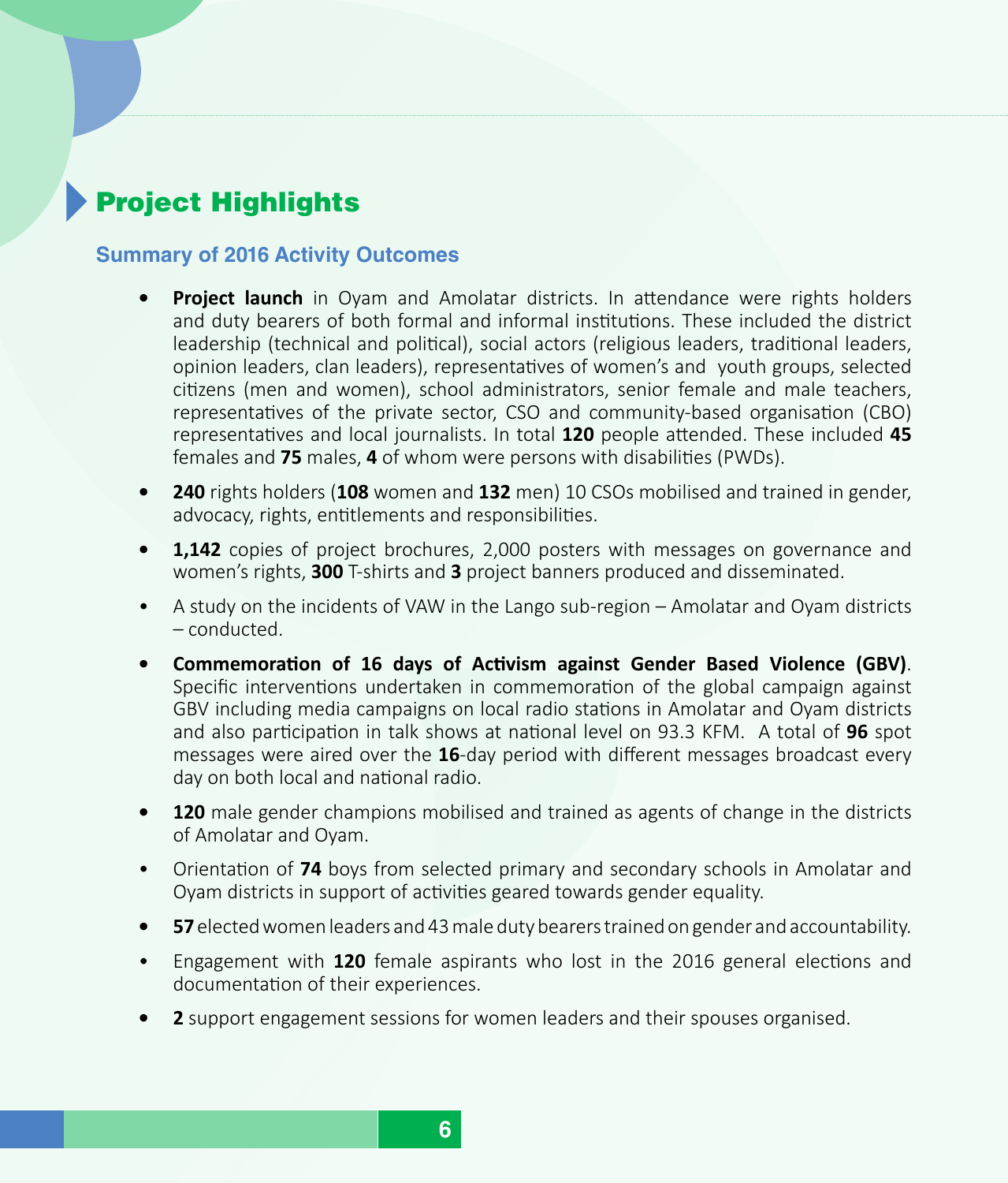## Project Highlights

### Summary of 2016 Activity Outcomes

- **Project launch** in Oyam and Amolatar districts. In attendance were rights holders and duty bearers of both formal and informal institutions. These included the district leadership (technical and political), social actors (religious leaders, traditional leaders, opinion leaders, clan leaders), representatives of women's and youth groups, selected citizens (men and women), school administrators, senior female and male teachers, representatives of the private sector, CSO and community-based organisation (CBO) representatives and local journalists. In total **120** people attended. These included **45** females and **75** males, **4** of whom were persons with disabilities (PWDs).
- **240** rights holders (**108** women and **132** men) 10 CSOs mobilised and trained in gender, advocacy, rights, entitlements and responsibilities.
- **1,142** copies of project brochures, 2,000 posters with messages on governance and women's rights, **300** T-shirts and **3** project banners produced and disseminated.
- A study on the incidents of VAW in the Lango sub-region – Amolatar and Oyam districts – conducted.
- **Commemoration of 16 days of Activism against Gender Based Violence (GBV)**. Specific interventions undertaken in commemoration of the global campaign against GBV including media campaigns on local radio stations in Amolatar and Oyam districts and also participation in talk shows at national level on 93.3 KFM. A total of **96** spot messages were aired over the **16**-day period with different messages broadcast every day on both local and national radio.
- **120** male gender champions mobilised and trained as agents of change in the districts of Amolatar and Oyam.
- Orientation of **74** boys from selected primary and secondary schools in Amolatar and Oyam districts in support of activities geared towards gender equality.
- **57** elected women leaders and 43 male duty bearers trained on gender and accountability.
- Engagement with **120** female aspirants who lost in the 2016 general elections and documentation of their experiences.
- **2** support engagement sessions for women leaders and their spouses organised.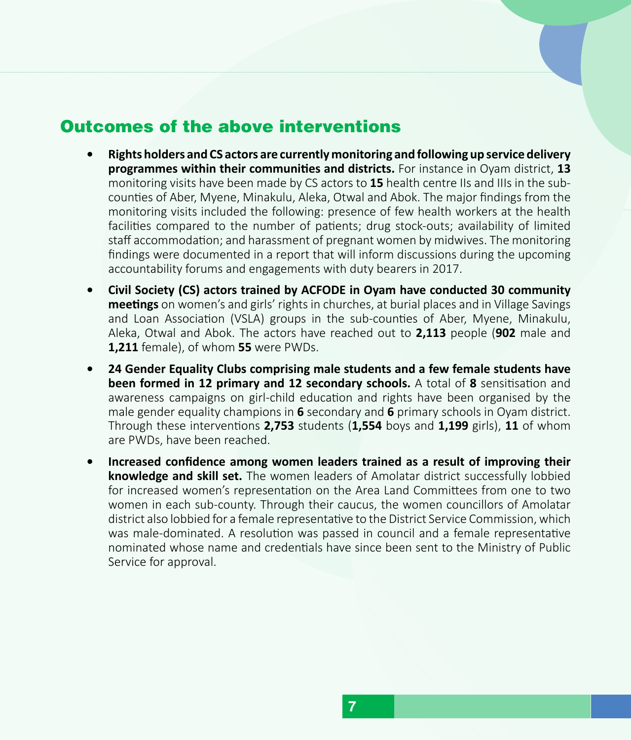## Outcomes of the above interventions

- **Rights holders and CS actors are currently monitoring and following up service delivery programmes within their communities and districts.** For instance in Oyam district, **13** monitoring visits have been made by CS actors to **15** health centre IIs and IIIs in the sub-counties of Aber, Myene, Minakulu, Aleka, Otwal and Abok. The major findings from the monitoring visits included the following: presence of few health workers at the health facilities compared to the number of patients; drug stock-outs; availability of limited staff accommodation; and harassment of pregnant women by midwives. The monitoring findings were documented in a report that will inform discussions during the upcoming accountability forums and engagements with duty bearers in 2017.
- **Civil Society (CS) actors trained by ACFODE in Oyam have conducted 30 community meetings** on women's and girls' rights in churches, at burial places and in Village Savings and Loan Association (VSLA) groups in the sub-counties of Aber, Myene, Minakulu, Aleka, Otwal and Abok. The actors have reached out to **2,113** people (**902** male and **1,211** female), of whom **55** were PWDs.
- **24 Gender Equality Clubs comprising male students and a few female students have been formed in 12 primary and 12 secondary schools.** A total of **8** sensitisation and awareness campaigns on girl-child education and rights have been organised by the male gender equality champions in **6** secondary and **6** primary schools in Oyam district. Through these interventions **2,753** students (**1,554** boys and **1,199** girls), **11** of whom are PWDs, have been reached.
- **Increased confidence among women leaders trained as a result of improving their knowledge and skill set.** The women leaders of Amolatar district successfully lobbied for increased women's representation on the Area Land Committees from one to two women in each sub-county. Through their caucus, the women councillors of Amolatar district also lobbied for a female representative to the District Service Commission, which was male-dominated. A resolution was passed in council and a female representative nominated whose name and credentials have since been sent to the Ministry of Public Service for approval.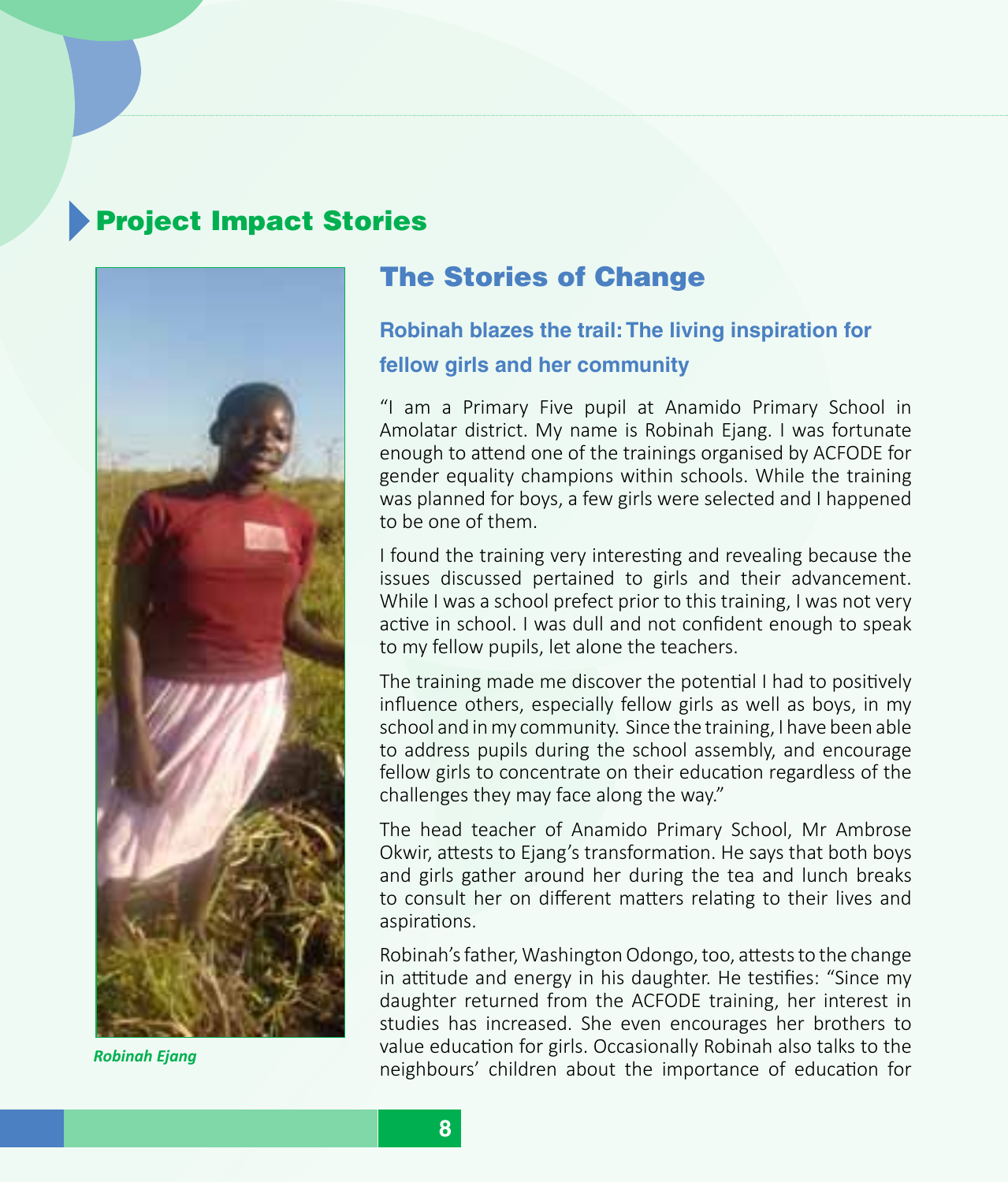## Project Impact Stories

Robinah Ejang

### The Stories of Change

#### Robinah blazes the trail: The living inspiration for fellow girls and her community

"I am a Primary Five pupil at Anamido Primary School in Amolatar district. My name is Robinah Ejang. I was fortunate enough to attend one of the trainings organised by ACFODE for gender equality champions within schools. While the training was planned for boys, a few girls were selected and I happened to be one of them.

I found the training very interesting and revealing because the issues discussed pertained to girls and their advancement. While I was a school prefect prior to this training, I was not very active in school. I was dull and not confident enough to speak to my fellow pupils, let alone the teachers.

The training made me discover the potential I had to positively influence others, especially fellow girls as well as boys, in my school and in my community. Since the training, I have been able to address pupils during the school assembly, and encourage fellow girls to concentrate on their education regardless of the challenges they may face along the way."

The head teacher of Anamido Primary School, Mr Ambrose Okwir, attests to Ejang's transformation. He says that both boys and girls gather around her during the tea and lunch breaks to consult her on different matters relating to their lives and aspirations.

Robinah's father, Washington Odongo, too, attests to the change in attitude and energy in his daughter. He testifies: "Since my daughter returned from the ACFODE training, her interest in studies has increased. She even encourages her brothers to value education for girls. Occasionally Robinah also talks to the neighbours' children about the importance of education for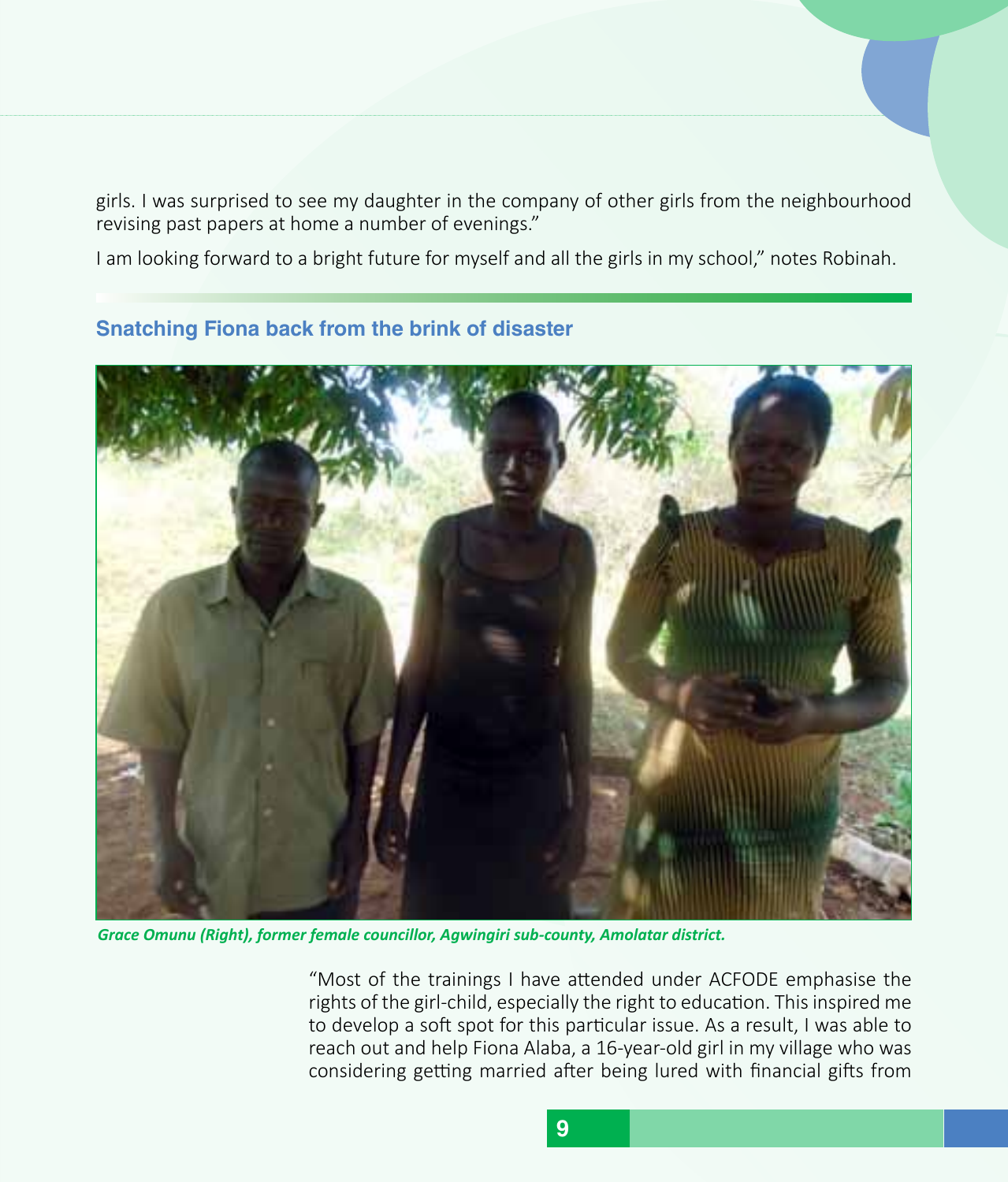girls. I was surprised to see my daughter in the company of other girls from the neighbourhood revising past papers at home a number of evenings."

I am looking forward to a bright future for myself and all the girls in my school," notes Robinah.

## Snatching Fiona back from the brink of disaster

*Grace Omunu (Right), former female councillor, Agwingiri sub-county, Amolatar district.*

"Most of the trainings I have attended under ACFODE emphasise the rights of the girl-child, especially the right to education. This inspired me to develop a soft spot for this particular issue. As a result, I was able to reach out and help Fiona Alaba, a 16-year-old girl in my village who was considering getting married after being lured with financial gifts from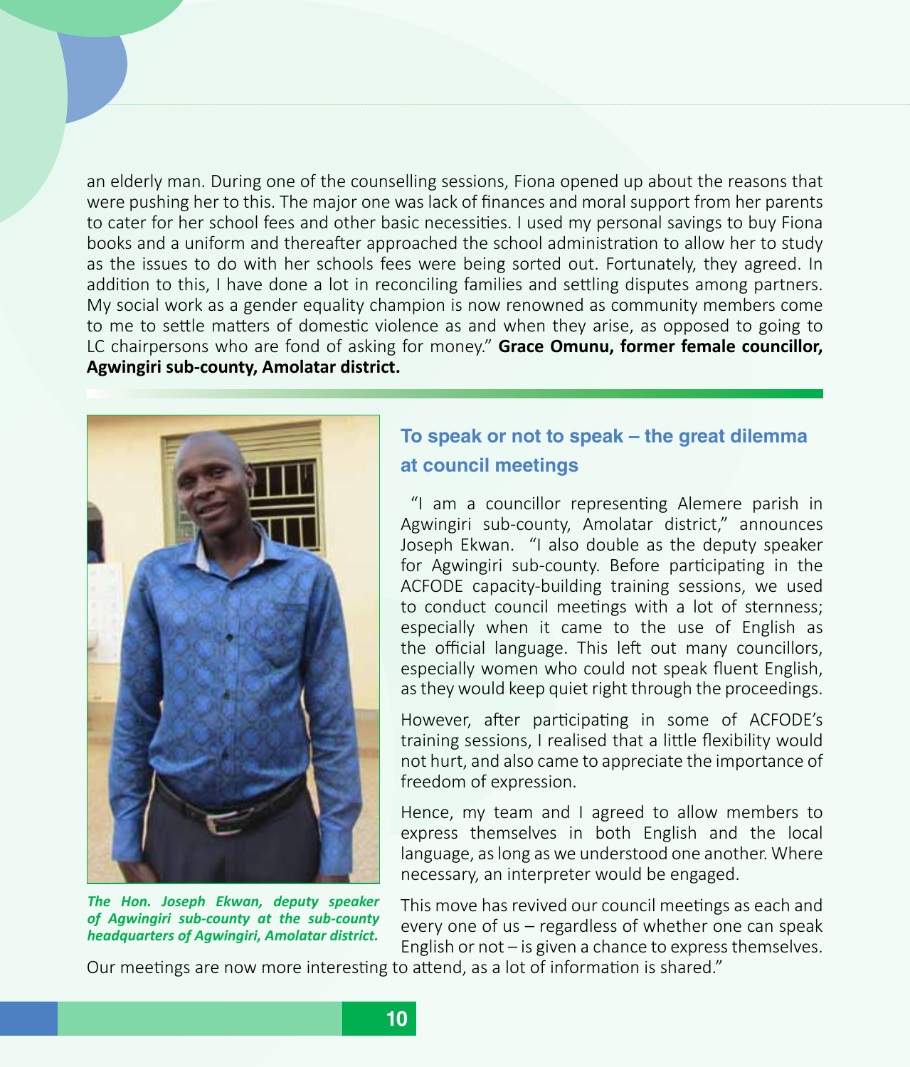an elderly man. During one of the counselling sessions, Fiona opened up about the reasons that were pushing her to this. The major one was lack of finances and moral support from her parents to cater for her school fees and other basic necessities. I used my personal savings to buy Fiona books and a uniform and thereafter approached the school administration to allow her to study as the issues to do with her schools fees were being sorted out. Fortunately, they agreed. In addition to this, I have done a lot in reconciling families and settling disputes among partners. My social work as a gender equality champion is now renowned as community members come to me to settle matters of domestic violence as and when they arise, as opposed to going to LC chairpersons who are fond of asking for money." **Grace Omunu, former female councillor, Agwingiri sub-county, Amolatar district.**

## To speak or not to speak – the great dilemma at council meetings

"I am a councillor representing Alemere parish in Agwingiri sub-county, Amolatar district," announces Joseph Ekwan. "I also double as the deputy speaker for Agwingiri sub-county. Before participating in the ACFODE capacity-building training sessions, we used to conduct council meetings with a lot of sternness; especially when it came to the use of English as the official language. This left out many councillors, especially women who could not speak fluent English, as they would keep quiet right through the proceedings.

However, after participating in some of ACFODE's training sessions, I realised that a little flexibility would not hurt, and also came to appreciate the importance of freedom of expression.

Hence, my team and I agreed to allow members to express themselves in both English and the local language, as long as we understood one another. Where necessary, an interpreter would be engaged.

This move has revived our council meetings as each and every one of us – regardless of whether one can speak English or not – is given a chance to express themselves. Our meetings are now more interesting to attend, as a lot of information is shared."

***The Hon. Joseph Ekwan, deputy speaker of Agwingiri sub-county at the sub-county headquarters of Agwingiri, Amolatar district.***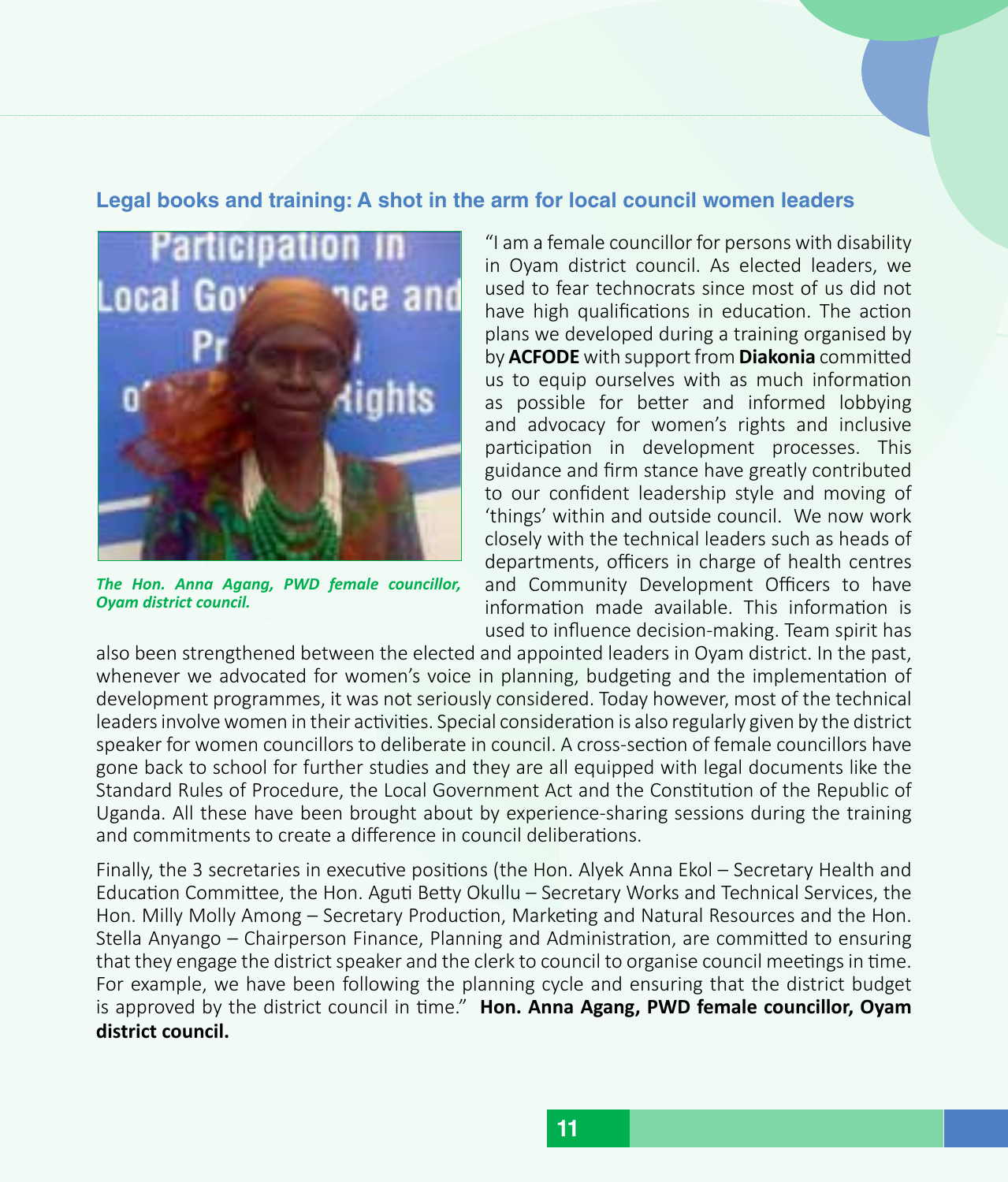## Legal books and training: A shot in the arm for local council women leaders

*The Hon. Anna Agang, PWD female councillor, Oyam district council.*

"I am a female councillor for persons with disability in Oyam district council. As elected leaders, we used to fear technocrats since most of us did not have high qualifications in education. The action plans we developed during a training organised by by **ACFODE** with support from **Diakonia** committed us to equip ourselves with as much information as possible for better and informed lobbying and advocacy for women's rights and inclusive participation in development processes. This guidance and firm stance have greatly contributed to our confident leadership style and moving of 'things' within and outside council. We now work closely with the technical leaders such as heads of departments, officers in charge of health centres and Community Development Officers to have information made available. This information is used to influence decision-making. Team spirit has also been strengthened between the elected and appointed leaders in Oyam district. In the past, whenever we advocated for women's voice in planning, budgeting and the implementation of development programmes, it was not seriously considered. Today however, most of the technical leaders involve women in their activities. Special consideration is also regularly given by the district speaker for women councillors to deliberate in council. A cross-section of female councillors have gone back to school for further studies and they are all equipped with legal documents like the Standard Rules of Procedure, the Local Government Act and the Constitution of the Republic of Uganda. All these have been brought about by experience-sharing sessions during the training and commitments to create a difference in council deliberations.

Finally, the 3 secretaries in executive positions (the Hon. Alyek Anna Ekol – Secretary Health and Education Committee, the Hon. Aguti Betty Okullu – Secretary Works and Technical Services, the Hon. Milly Molly Among – Secretary Production, Marketing and Natural Resources and the Hon. Stella Anyango – Chairperson Finance, Planning and Administration, are committed to ensuring that they engage the district speaker and the clerk to council to organise council meetings in time. For example, we have been following the planning cycle and ensuring that the district budget is approved by the district council in time." **Hon. Anna Agang, PWD female councillor, Oyam district council.**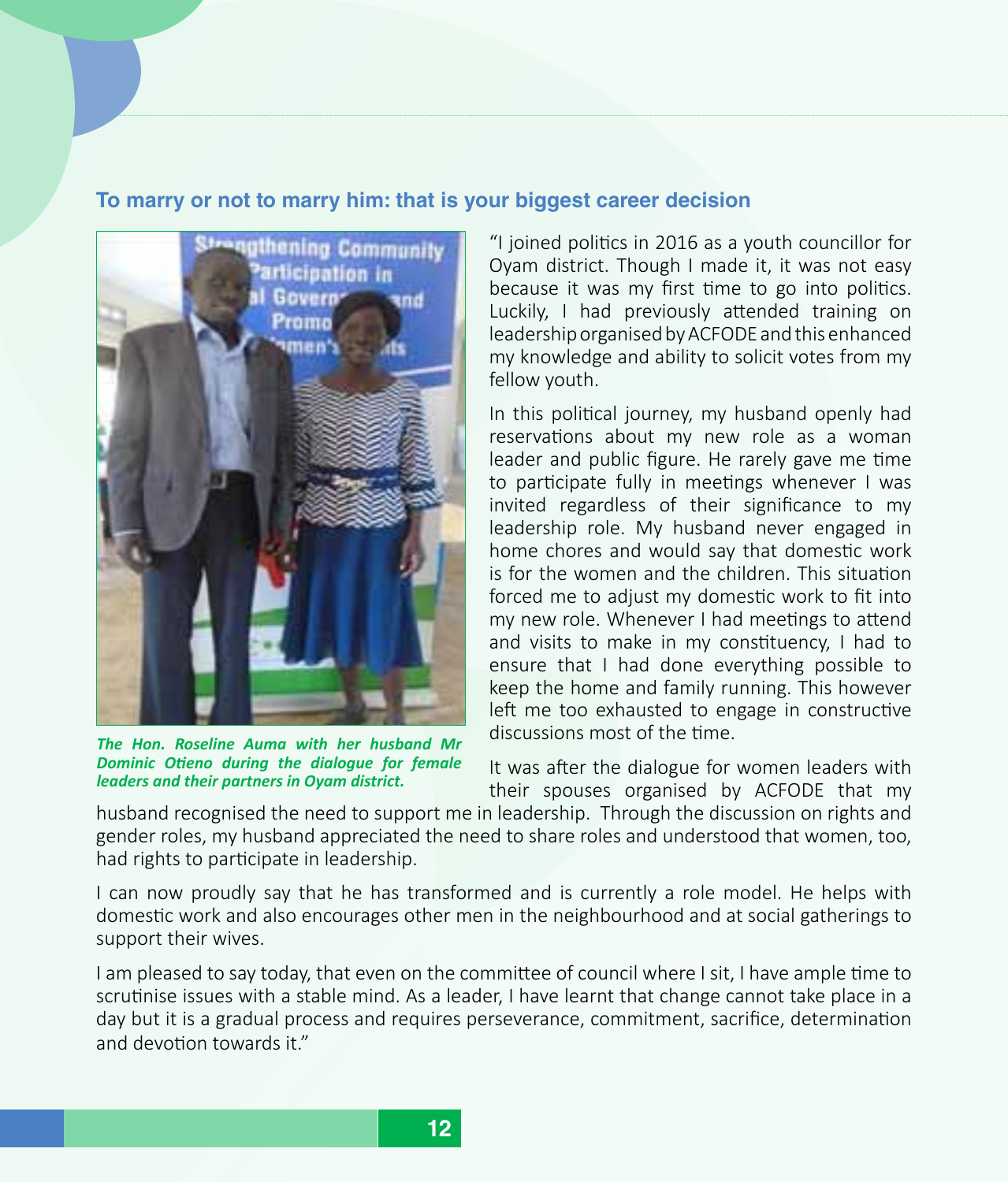## To marry or not to marry him: that is your biggest career decision

*The Hon. Roseline Auma with her husband Mr Dominic Otieno during the dialogue for female leaders and their partners in Oyam district.*

"I joined politics in 2016 as a youth councillor for Oyam district. Though I made it, it was not easy because it was my first time to go into politics. Luckily, I had previously attended training on leadership organised by ACFODE and this enhanced my knowledge and ability to solicit votes from my fellow youth.

In this political journey, my husband openly had reservations about my new role as a woman leader and public figure. He rarely gave me time to participate fully in meetings whenever I was invited regardless of their significance to my leadership role. My husband never engaged in home chores and would say that domestic work is for the women and the children. This situation forced me to adjust my domestic work to fit into my new role. Whenever I had meetings to attend and visits to make in my constituency, I had to ensure that I had done everything possible to keep the home and family running. This however left me too exhausted to engage in constructive discussions most of the time.

It was after the dialogue for women leaders with their spouses organised by ACFODE that my husband recognised the need to support me in leadership. Through the discussion on rights and gender roles, my husband appreciated the need to share roles and understood that women, too, had rights to participate in leadership.

I can now proudly say that he has transformed and is currently a role model. He helps with domestic work and also encourages other men in the neighbourhood and at social gatherings to support their wives.

I am pleased to say today, that even on the committee of council where I sit, I have ample time to scrutinise issues with a stable mind. As a leader, I have learnt that change cannot take place in a day but it is a gradual process and requires perseverance, commitment, sacrifice, determination and devotion towards it."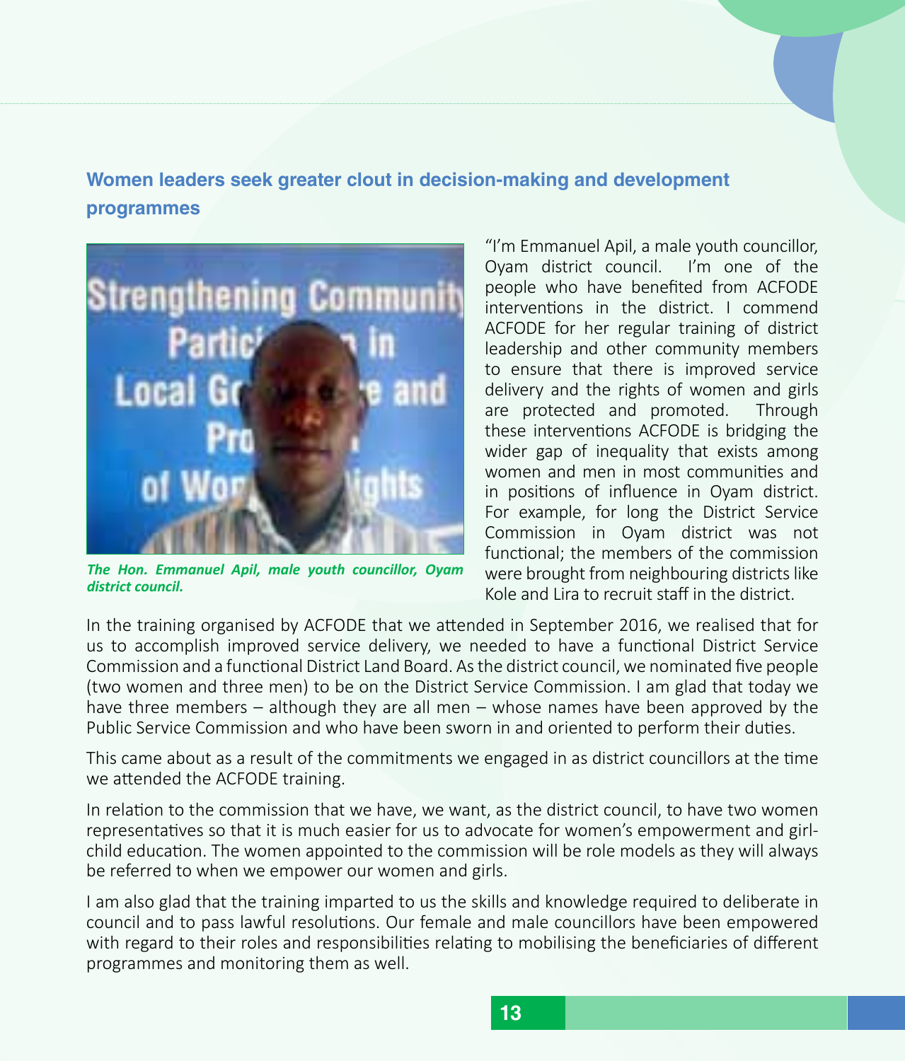## Women leaders seek greater clout in decision-making and development programmes

*The Hon. Emmanuel Apil, male youth councillor, Oyam district council.*

"I'm Emmanuel Apil, a male youth councillor, Oyam district council. I'm one of the people who have benefited from ACFODE interventions in the district. I commend ACFODE for her regular training of district leadership and other community members to ensure that there is improved service delivery and the rights of women and girls are protected and promoted. Through these interventions ACFODE is bridging the wider gap of inequality that exists among women and men in most communities and in positions of influence in Oyam district. For example, for long the District Service Commission in Oyam district was not functional; the members of the commission were brought from neighbouring districts like Kole and Lira to recruit staff in the district.

In the training organised by ACFODE that we attended in September 2016, we realised that for us to accomplish improved service delivery, we needed to have a functional District Service Commission and a functional District Land Board. As the district council, we nominated five people (two women and three men) to be on the District Service Commission. I am glad that today we have three members – although they are all men – whose names have been approved by the Public Service Commission and who have been sworn in and oriented to perform their duties.

This came about as a result of the commitments we engaged in as district councillors at the time we attended the ACFODE training.

In relation to the commission that we have, we want, as the district council, to have two women representatives so that it is much easier for us to advocate for women's empowerment and girl-child education. The women appointed to the commission will be role models as they will always be referred to when we empower our women and girls.

I am also glad that the training imparted to us the skills and knowledge required to deliberate in council and to pass lawful resolutions. Our female and male councillors have been empowered with regard to their roles and responsibilities relating to mobilising the beneficiaries of different programmes and monitoring them as well.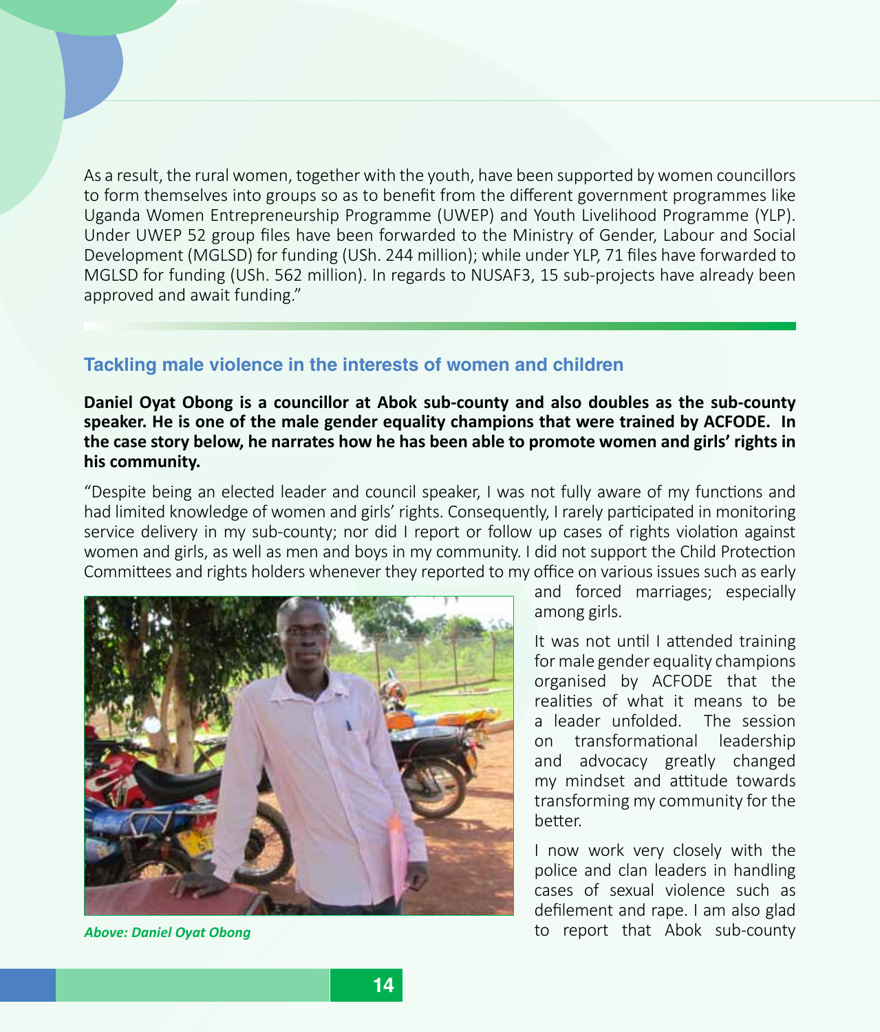As a result, the rural women, together with the youth, have been supported by women councillors to form themselves into groups so as to benefit from the different government programmes like Uganda Women Entrepreneurship Programme (UWEP) and Youth Livelihood Programme (YLP). Under UWEP 52 group files have been forwarded to the Ministry of Gender, Labour and Social Development (MGLSD) for funding (USh. 244 million); while under YLP, 71 files have forwarded to MGLSD for funding (USh. 562 million). In regards to NUSAF3, 15 sub-projects have already been approved and await funding."

## Tackling male violence in the interests of women and children

**Daniel Oyat Obong is a councillor at Abok sub-county and also doubles as the sub-county speaker. He is one of the male gender equality champions that were trained by ACFODE. In the case story below, he narrates how he has been able to promote women and girls' rights in his community.**

"Despite being an elected leader and council speaker, I was not fully aware of my functions and had limited knowledge of women and girls' rights. Consequently, I rarely participated in monitoring service delivery in my sub-county; nor did I report or follow up cases of rights violation against women and girls, as well as men and boys in my community. I did not support the Child Protection Committees and rights holders whenever they reported to my office on various issues such as early and forced marriages; especially among girls.

*Above: Daniel Oyat Obong*

It was not until I attended training for male gender equality champions organised by ACFODE that the realities of what it means to be a leader unfolded. The session on transformational leadership and advocacy greatly changed my mindset and attitude towards transforming my community for the better.

I now work very closely with the police and clan leaders in handling cases of sexual violence such as defilement and rape. I am also glad to report that Abok sub-county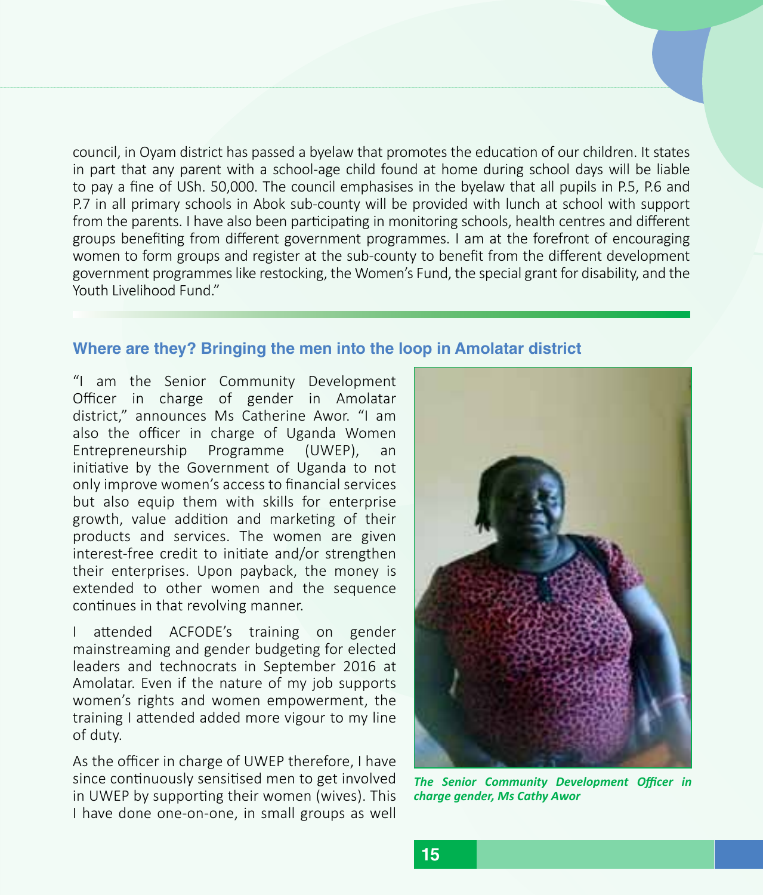council, in Oyam district has passed a byelaw that promotes the education of our children. It states in part that any parent with a school-age child found at home during school days will be liable to pay a fine of USh. 50,000. The council emphasises in the byelaw that all pupils in P.5, P.6 and P.7 in all primary schools in Abok sub-county will be provided with lunch at school with support from the parents. I have also been participating in monitoring schools, health centres and different groups benefiting from different government programmes. I am at the forefront of encouraging women to form groups and register at the sub-county to benefit from the different development government programmes like restocking, the Women's Fund, the special grant for disability, and the Youth Livelihood Fund."

### Where are they? Bringing the men into the loop in Amolatar district

"I am the Senior Community Development Officer in charge of gender in Amolatar district," announces Ms Catherine Awor. "I am also the officer in charge of Uganda Women Entrepreneurship Programme (UWEP), an initiative by the Government of Uganda to not only improve women's access to financial services but also equip them with skills for enterprise growth, value addition and marketing of their products and services. The women are given interest-free credit to initiate and/or strengthen their enterprises. Upon payback, the money is extended to other women and the sequence continues in that revolving manner.

I attended ACFODE's training on gender mainstreaming and gender budgeting for elected leaders and technocrats in September 2016 at Amolatar. Even if the nature of my job supports women's rights and women empowerment, the training I attended added more vigour to my line of duty.

As the officer in charge of UWEP therefore, I have since continuously sensitised men to get involved in UWEP by supporting their women (wives). This I have done one-on-one, in small groups as well

***The Senior Community Development Officer in charge gender, Ms Cathy Awor***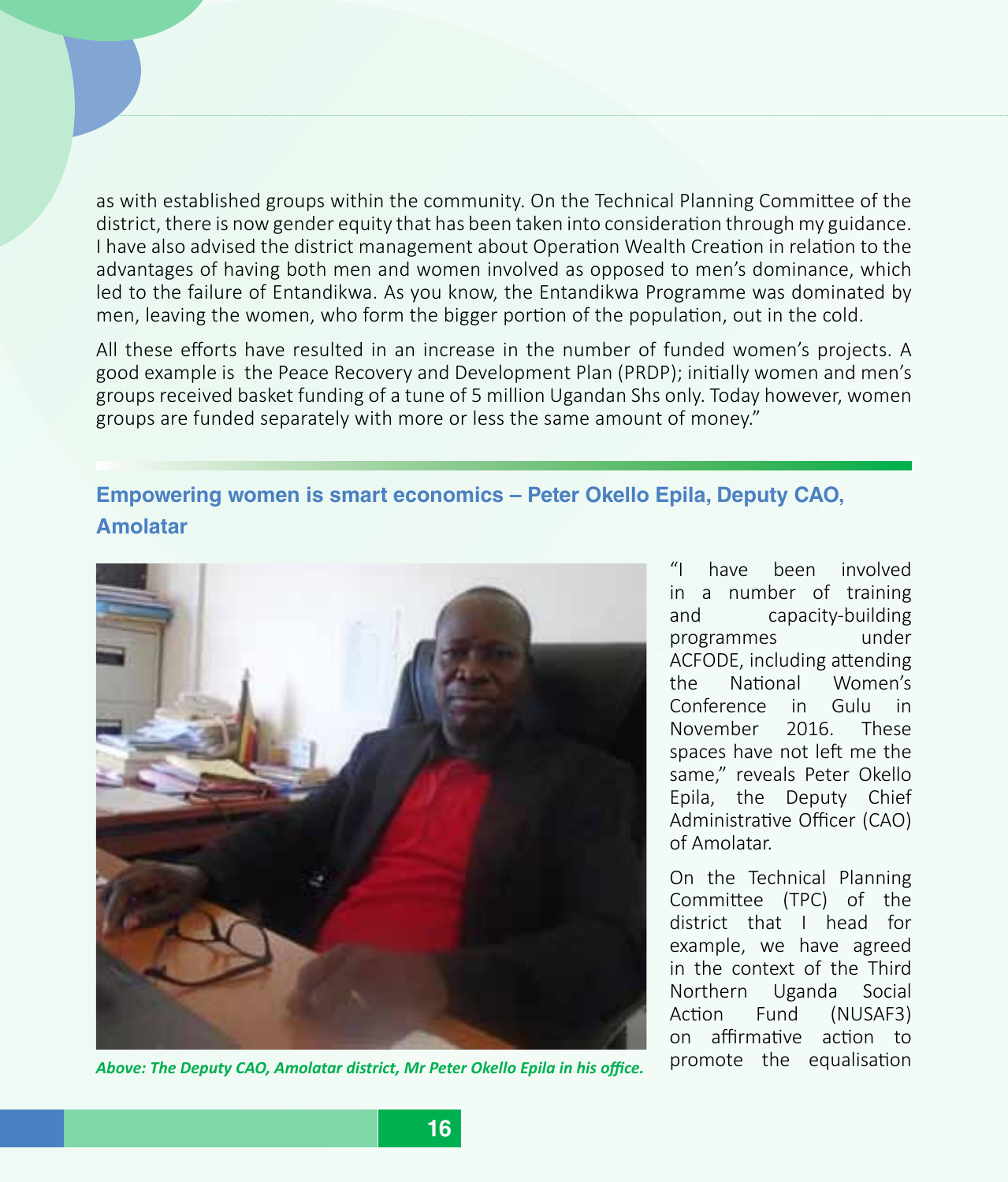as with established groups within the community. On the Technical Planning Committee of the district, there is now gender equity that has been taken into consideration through my guidance. I have also advised the district management about Operation Wealth Creation in relation to the advantages of having both men and women involved as opposed to men's dominance, which led to the failure of Entandikwa. As you know, the Entandikwa Programme was dominated by men, leaving the women, who form the bigger portion of the population, out in the cold.

All these efforts have resulted in an increase in the number of funded women's projects. A good example is the Peace Recovery and Development Plan (PRDP); initially women and men's groups received basket funding of a tune of 5 million Ugandan Shs only. Today however, women groups are funded separately with more or less the same amount of money."

## Empowering women is smart economics – Peter Okello Epila, Deputy CAO, Amolatar

*Above: The Deputy CAO, Amolatar district, Mr Peter Okello Epila in his office.*

"I have been involved in a number of training and capacity-building programmes under ACFODE, including attending the National Women's Conference in Gulu in November 2016. These spaces have not left me the same," reveals Peter Okello Epila, the Deputy Chief Administrative Officer (CAO) of Amolatar.

On the Technical Planning Committee (TPC) of the district that I head for example, we have agreed in the context of the Third Northern Uganda Social Action Fund (NUSAF3) on affirmative action to promote the equalisation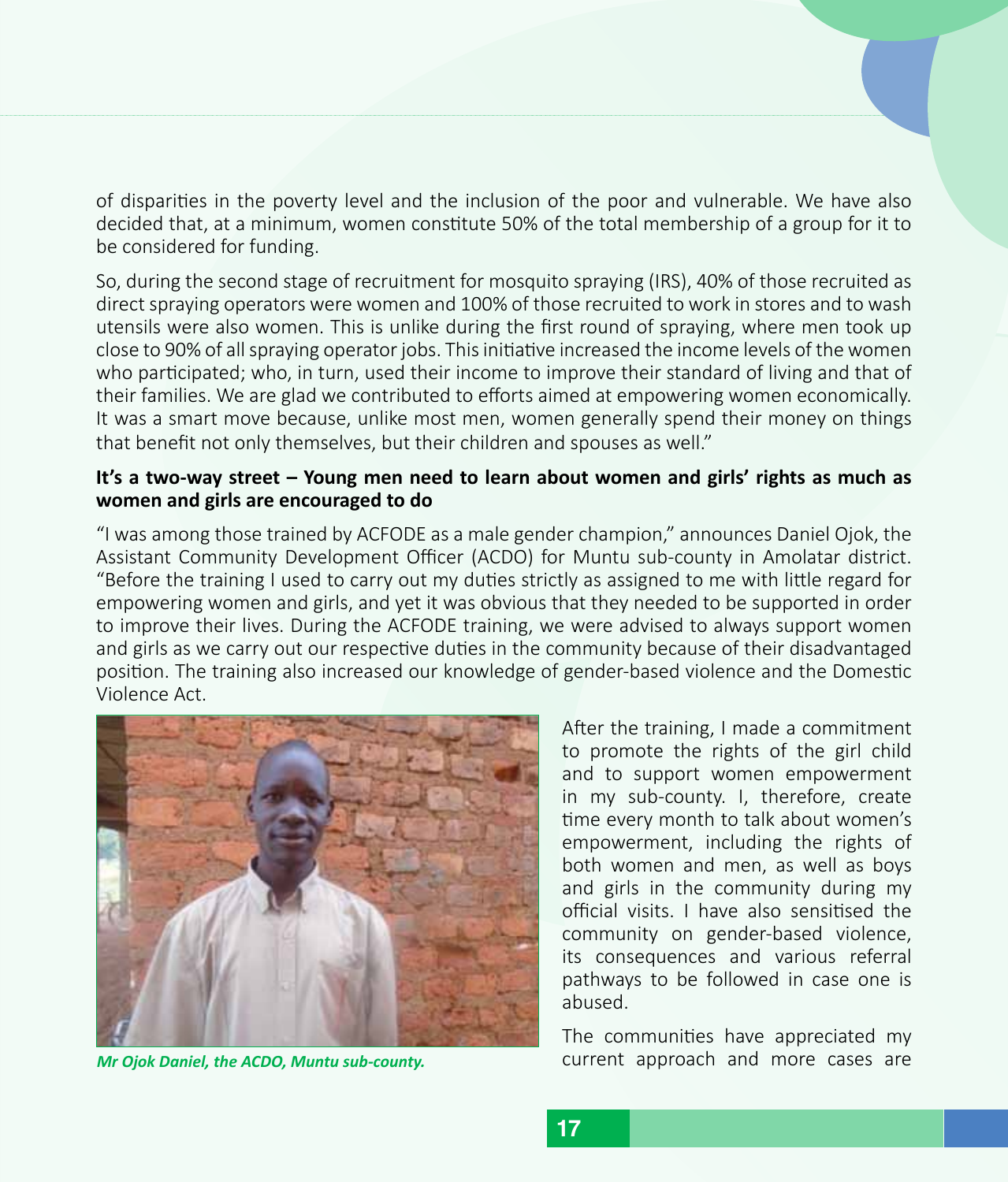of disparities in the poverty level and the inclusion of the poor and vulnerable. We have also decided that, at a minimum, women constitute 50% of the total membership of a group for it to be considered for funding.

So, during the second stage of recruitment for mosquito spraying (IRS), 40% of those recruited as direct spraying operators were women and 100% of those recruited to work in stores and to wash utensils were also women. This is unlike during the first round of spraying, where men took up close to 90% of all spraying operator jobs. This initiative increased the income levels of the women who participated; who, in turn, used their income to improve their standard of living and that of their families. We are glad we contributed to efforts aimed at empowering women economically. It was a smart move because, unlike most men, women generally spend their money on things that benefit not only themselves, but their children and spouses as well."

**It's a two-way street – Young men need to learn about women and girls' rights as much as women and girls are encouraged to do**

"I was among those trained by ACFODE as a male gender champion," announces Daniel Ojok, the Assistant Community Development Officer (ACDO) for Muntu sub-county in Amolatar district. "Before the training I used to carry out my duties strictly as assigned to me with little regard for empowering women and girls, and yet it was obvious that they needed to be supported in order to improve their lives. During the ACFODE training, we were advised to always support women and girls as we carry out our respective duties in the community because of their disadvantaged position. The training also increased our knowledge of gender-based violence and the Domestic Violence Act.

*Mr Ojok Daniel, the ACDO, Muntu sub-county.*

After the training, I made a commitment to promote the rights of the girl child and to support women empowerment in my sub-county. I, therefore, create time every month to talk about women's empowerment, including the rights of both women and men, as well as boys and girls in the community during my official visits. I have also sensitised the community on gender-based violence, its consequences and various referral pathways to be followed in case one is abused.

The communities have appreciated my current approach and more cases are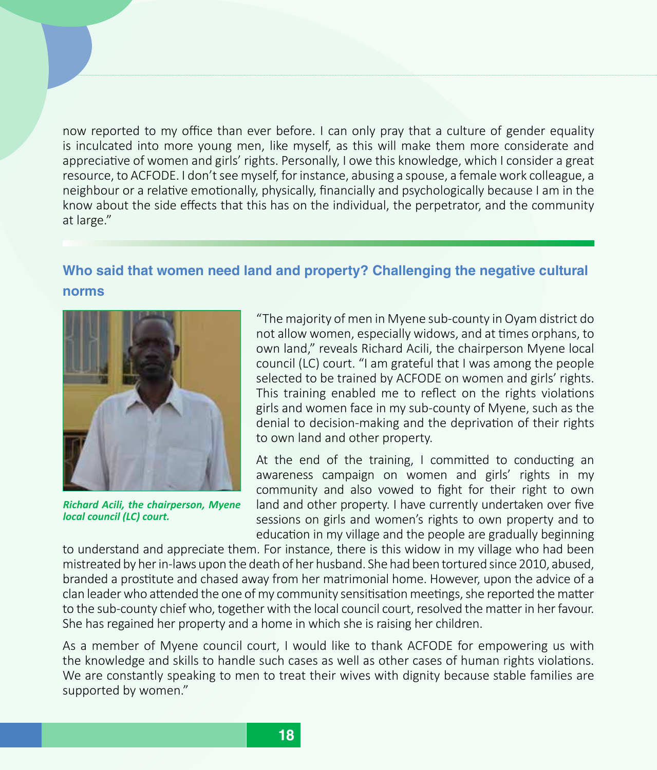now reported to my office than ever before. I can only pray that a culture of gender equality is inculcated into more young men, like myself, as this will make them more considerate and appreciative of women and girls' rights. Personally, I owe this knowledge, which I consider a great resource, to ACFODE. I don't see myself, for instance, abusing a spouse, a female work colleague, a neighbour or a relative emotionally, physically, financially and psychologically because I am in the know about the side effects that this has on the individual, the perpetrator, and the community at large."

## Who said that women need land and property? Challenging the negative cultural norms

*Richard Acili, the chairperson, Myene local council (LC) court.*

"The majority of men in Myene sub-county in Oyam district do not allow women, especially widows, and at times orphans, to own land," reveals Richard Acili, the chairperson Myene local council (LC) court. "I am grateful that I was among the people selected to be trained by ACFODE on women and girls' rights. This training enabled me to reflect on the rights violations girls and women face in my sub-county of Myene, such as the denial to decision-making and the deprivation of their rights to own land and other property.

At the end of the training, I committed to conducting an awareness campaign on women and girls' rights in my community and also vowed to fight for their right to own land and other property. I have currently undertaken over five sessions on girls and women's rights to own property and to education in my village and the people are gradually beginning to understand and appreciate them. For instance, there is this widow in my village who had been mistreated by her in-laws upon the death of her husband. She had been tortured since 2010, abused, branded a prostitute and chased away from her matrimonial home. However, upon the advice of a clan leader who attended the one of my community sensitisation meetings, she reported the matter to the sub-county chief who, together with the local council court, resolved the matter in her favour. She has regained her property and a home in which she is raising her children.

As a member of Myene council court, I would like to thank ACFODE for empowering us with the knowledge and skills to handle such cases as well as other cases of human rights violations. We are constantly speaking to men to treat their wives with dignity because stable families are supported by women."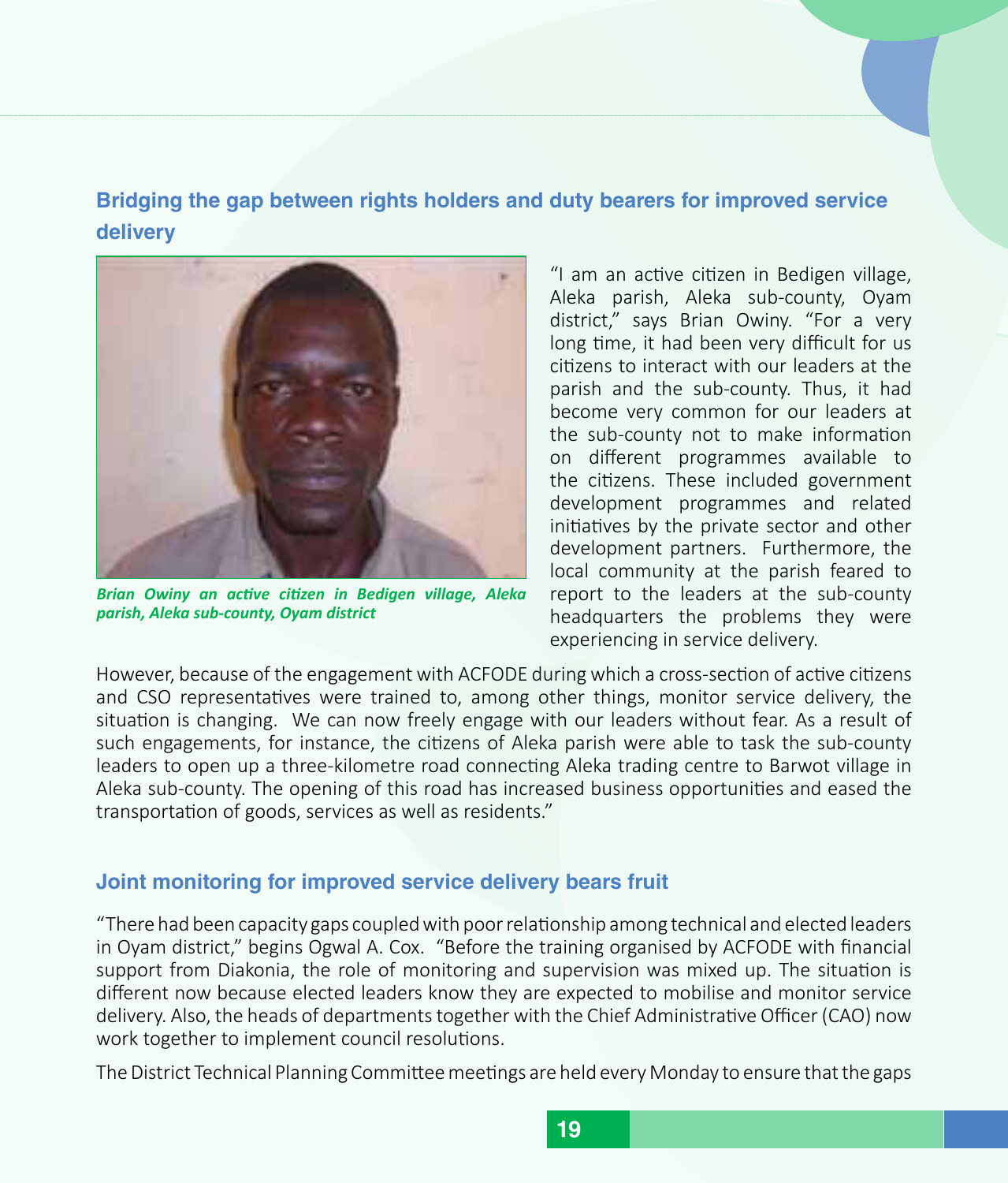## Bridging the gap between rights holders and duty bearers for improved service delivery

*Brian Owiny an active citizen in Bedigen village, Aleka parish, Aleka sub-county, Oyam district*

"I am an active citizen in Bedigen village, Aleka parish, Aleka sub-county, Oyam district," says Brian Owiny. "For a very long time, it had been very difficult for us citizens to interact with our leaders at the parish and the sub-county. Thus, it had become very common for our leaders at the sub-county not to make information on different programmes available to the citizens. These included government development programmes and related initiatives by the private sector and other development partners. Furthermore, the local community at the parish feared to report to the leaders at the sub-county headquarters the problems they were experiencing in service delivery.

However, because of the engagement with ACFODE during which a cross-section of active citizens and CSO representatives were trained to, among other things, monitor service delivery, the situation is changing. We can now freely engage with our leaders without fear. As a result of such engagements, for instance, the citizens of Aleka parish were able to task the sub-county leaders to open up a three-kilometre road connecting Aleka trading centre to Barwot village in Aleka sub-county. The opening of this road has increased business opportunities and eased the transportation of goods, services as well as residents."

## Joint monitoring for improved service delivery bears fruit

"There had been capacity gaps coupled with poor relationship among technical and elected leaders in Oyam district," begins Ogwal A. Cox. "Before the training organised by ACFODE with financial support from Diakonia, the role of monitoring and supervision was mixed up. The situation is different now because elected leaders know they are expected to mobilise and monitor service delivery. Also, the heads of departments together with the Chief Administrative Officer (CAO) now work together to implement council resolutions.

The District Technical Planning Committee meetings are held every Monday to ensure that the gaps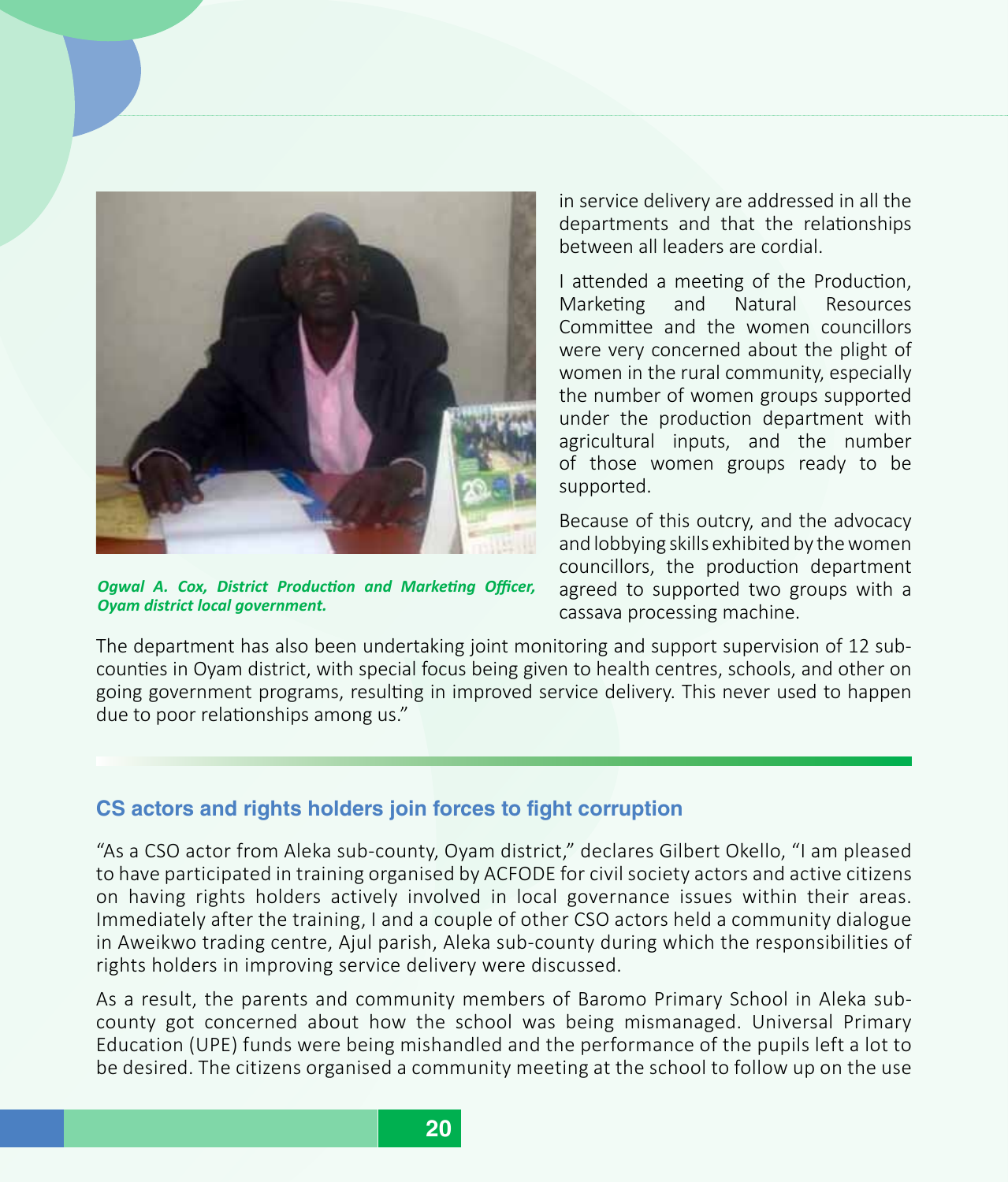*Ogwal A. Cox, District Production and Marketing Officer, Oyam district local government.*

in service delivery are addressed in all the departments and that the relationships between all leaders are cordial.

I attended a meeting of the Production, Marketing and Natural Resources Committee and the women councillors were very concerned about the plight of women in the rural community, especially the number of women groups supported under the production department with agricultural inputs, and the number of those women groups ready to be supported.

Because of this outcry, and the advocacy and lobbying skills exhibited by the women councillors, the production department agreed to supported two groups with a cassava processing machine.

The department has also been undertaking joint monitoring and support supervision of 12 sub-counties in Oyam district, with special focus being given to health centres, schools, and other on going government programs, resulting in improved service delivery. This never used to happen due to poor relationships among us."

## CS actors and rights holders join forces to fight corruption

"As a CSO actor from Aleka sub-county, Oyam district," declares Gilbert Okello, "I am pleased to have participated in training organised by ACFODE for civil society actors and active citizens on having rights holders actively involved in local governance issues within their areas. Immediately after the training, I and a couple of other CSO actors held a community dialogue in Aweikwo trading centre, Ajul parish, Aleka sub-county during which the responsibilities of rights holders in improving service delivery were discussed.

As a result, the parents and community members of Baromo Primary School in Aleka sub-county got concerned about how the school was being mismanaged. Universal Primary Education (UPE) funds were being mishandled and the performance of the pupils left a lot to be desired. The citizens organised a community meeting at the school to follow up on the use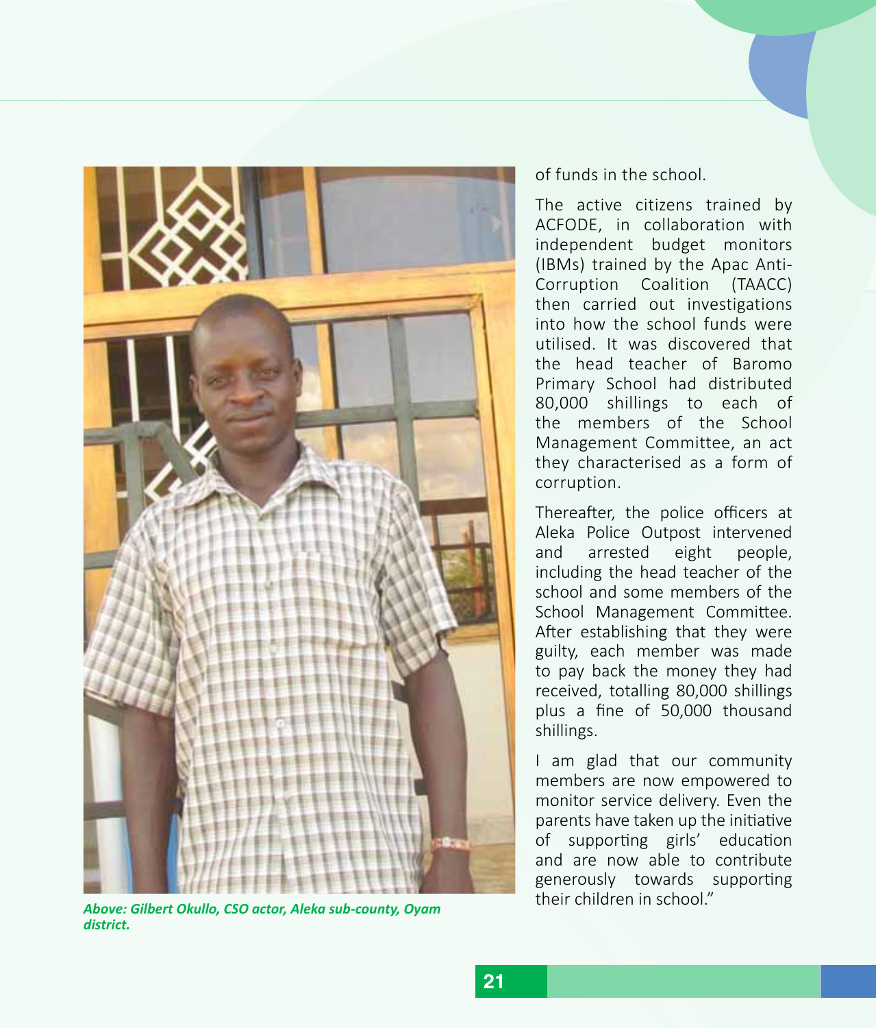*Above: Gilbert Okullo, CSO actor, Aleka sub-county, Oyam district.*

of funds in the school.

The active citizens trained by ACFODE, in collaboration with independent budget monitors (IBMs) trained by the Apac Anti-Corruption Coalition (TAACC) then carried out investigations into how the school funds were utilised. It was discovered that the head teacher of Baromo Primary School had distributed 80,000 shillings to each of the members of the School Management Committee, an act they characterised as a form of corruption.

Thereafter, the police officers at Aleka Police Outpost intervened and arrested eight people, including the head teacher of the school and some members of the School Management Committee. After establishing that they were guilty, each member was made to pay back the money they had received, totalling 80,000 shillings plus a fine of 50,000 thousand shillings.

I am glad that our community members are now empowered to monitor service delivery. Even the parents have taken up the initiative of supporting girls' education and are now able to contribute generously towards supporting their children in school."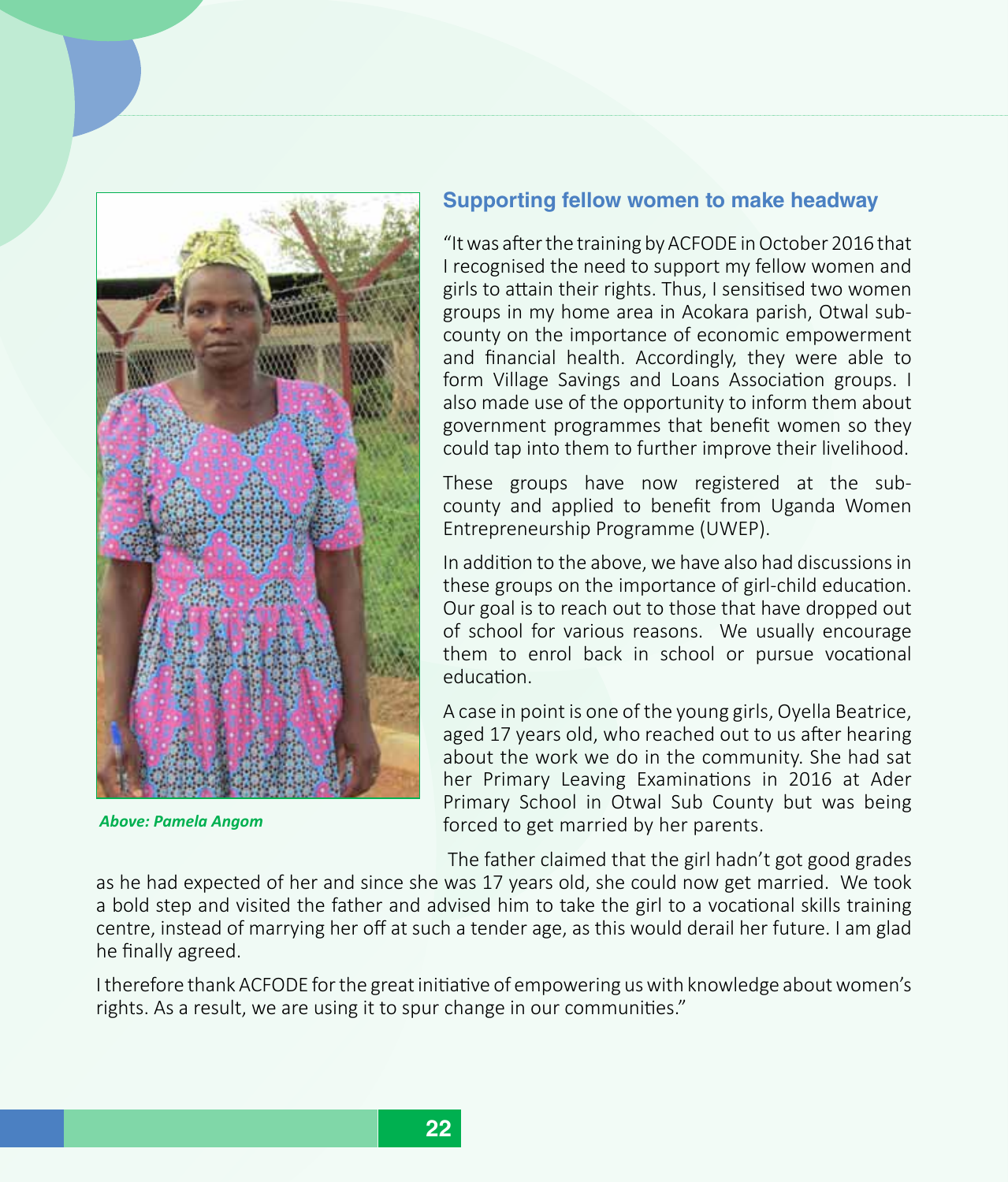## Supporting fellow women to make headway

"It was after the training by ACFODE in October 2016 that I recognised the need to support my fellow women and girls to attain their rights. Thus, I sensitised two women groups in my home area in Acokara parish, Otwal sub-county on the importance of economic empowerment and financial health. Accordingly, they were able to form Village Savings and Loans Association groups. I also made use of the opportunity to inform them about government programmes that benefit women so they could tap into them to further improve their livelihood.

These groups have now registered at the sub-county and applied to benefit from Uganda Women Entrepreneurship Programme (UWEP).

In addition to the above, we have also had discussions in these groups on the importance of girl-child education. Our goal is to reach out to those that have dropped out of school for various reasons. We usually encourage them to enrol back in school or pursue vocational education.

A case in point is one of the young girls, Oyella Beatrice, aged 17 years old, who reached out to us after hearing about the work we do in the community. She had sat her Primary Leaving Examinations in 2016 at Ader Primary School in Otwal Sub County but was being forced to get married by her parents.

*Above: Pamela Angom*

The father claimed that the girl hadn't got good grades as he had expected of her and since she was 17 years old, she could now get married. We took a bold step and visited the father and advised him to take the girl to a vocational skills training centre, instead of marrying her off at such a tender age, as this would derail her future. I am glad he finally agreed.

I therefore thank ACFODE for the great initiative of empowering us with knowledge about women's rights. As a result, we are using it to spur change in our communities."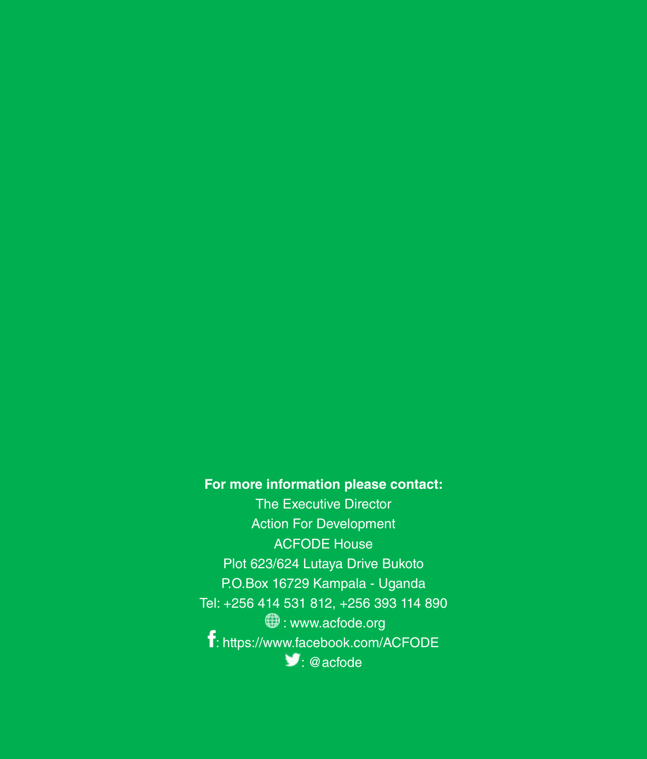**For more information please contact:**

The Executive Director
Action For Development
ACFODE House
Plot 623/624 Lutaya Drive Bukoto
P.O.Box 16729 Kampala - Uganda
Tel: +256 414 531 812, +256 393 114 890
: www.acfode.org
f: https://www.facebook.com/ACFODE
: @acfode